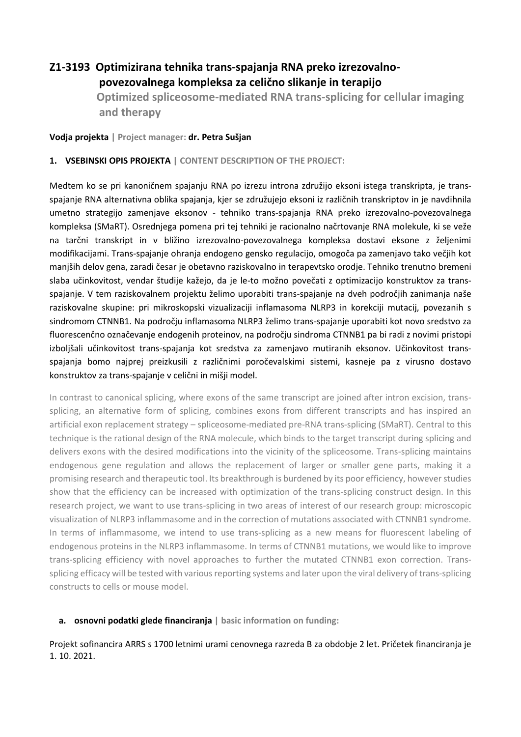## Z1-3193 Optimizirana tehnika trans-spajanja RNA preko izrezovalno-povezovalnega kompleksa za celično slikanje in terapijo

**Optimized spliceosome-mediated RNA trans-splicing for cellular imaging and therapy**

**Vodja projekta | Project manager: dr. Petra Sušjan**

### 1. VSEBINSKI OPIS PROJEKTA | CONTENT DESCRIPTION OF THE PROJECT:

Medtem ko se pri kanoničnem spajanju RNA po izrezu introna združijo eksoni istega transkripta, je trans-spajanje RNA alternativna oblika spajanja, kjer se združujejo eksoni iz različnih transkriptov in je navdihnila umetno strategijo zamenjave eksonov - tehniko trans-spajanja RNA preko izrezovalno-povezovalnega kompleksa (SMaRT). Osrednjega pomena pri tej tehniki je racionalno načrtovanje RNA molekule, ki se veže na tarčni transkript in v bližino izrezovalno-povezovalnega kompleksa dostavi eksone z željenimi modifikacijami. Trans-spajanje ohranja endogeno gensko regulacijo, omogoča pa zamenjavo tako večjih kot manjših delov gena, zaradi česar je obetavno raziskovalno in terapevtsko orodje. Tehniko trenutno bremeni slaba učinkovitost, vendar študije kažejo, da je le-to možno povečati z optimizacijo konstruktov za trans-spajanje. V tem raziskovalnem projektu želimo uporabiti trans-spajanje na dveh področjih zanimanja naše raziskovalne skupine: pri mikroskopski vizualizaciji inflamasoma NLRP3 in korekciji mutacij, povezanih s sindromom CTNNB1. Na področju inflamasoma NLRP3 želimo trans-spajanje uporabiti kot novo sredstvo za fluorescenčno označevanje endogenih proteinov, na področju sindroma CTNNB1 pa bi radi z novimi pristopi izboljšali učinkovitost trans-spajanja kot sredstva za zamenjavo mutiranih eksonov. Učinkovitost trans-spajanja bomo najprej preizkusili z različnimi poročevalskimi sistemi, kasneje pa z virusno dostavo konstruktov za trans-spajanje v celični in mišji model.

In contrast to canonical splicing, where exons of the same transcript are joined after intron excision, trans-splicing, an alternative form of splicing, combines exons from different transcripts and has inspired an artificial exon replacement strategy – spliceosome-mediated pre-RNA trans-splicing (SMaRT). Central to this technique is the rational design of the RNA molecule, which binds to the target transcript during splicing and delivers exons with the desired modifications into the vicinity of the spliceosome. Trans-splicing maintains endogenous gene regulation and allows the replacement of larger or smaller gene parts, making it a promising research and therapeutic tool. Its breakthrough is burdened by its poor efficiency, however studies show that the efficiency can be increased with optimization of the trans-splicing construct design. In this research project, we want to use trans-splicing in two areas of interest of our research group: microscopic visualization of NLRP3 inflammasome and in the correction of mutations associated with CTNNB1 syndrome. In terms of inflammasome, we intend to use trans-splicing as a new means for fluorescent labeling of endogenous proteins in the NLRP3 inflammasome. In terms of CTNNB1 mutations, we would like to improve trans-splicing efficiency with novel approaches to further the mutated CTNNB1 exon correction. Trans-splicing efficacy will be tested with various reporting systems and later upon the viral delivery of trans-splicing constructs to cells or mouse model.

#### a. osnovni podatki glede financiranja | basic information on funding:

Projekt sofinancira ARRS s 1700 letnimi urami cenovnega razreda B za obdobje 2 let. Pričetek financiranja je 1. 10. 2021.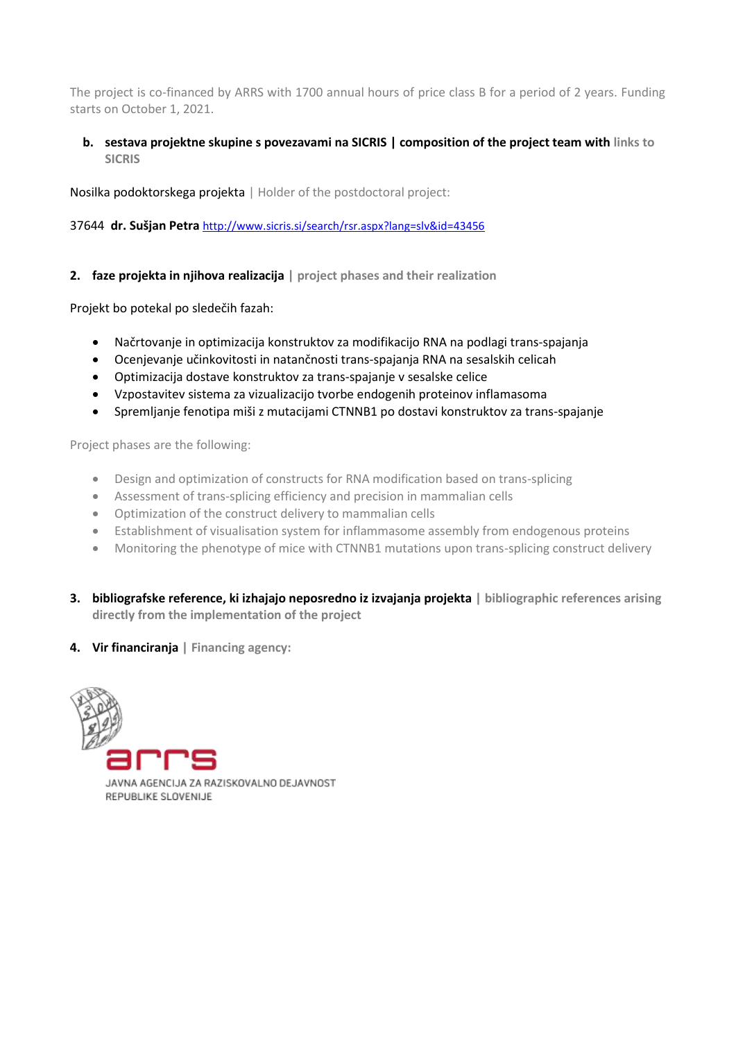The project is co-financed by ARRS with 1700 annual hours of price class B for a period of 2 years. Funding starts on October 1, 2021.

**b. sestava projektne skupine s povezavami na SICRIS | composition of the project team with links to SICRIS**

Nosilka podoktorskega projekta | Holder of the postdoctoral project:

37644 **dr. Sušjan Petra** http://www.sicris.si/search/rsr.aspx?lang=slv&id=43456

## 2. faze projekta in njihova realizacija | project phases and their realization

Projekt bo potekal po sledečih fazah:

- Načrtovanje in optimizacija konstruktov za modifikacijo RNA na podlagi trans-spajanja
- Ocenjevanje učinkovitosti in natančnosti trans-spajanja RNA na sesalskih celicah
- Optimizacija dostave konstruktov za trans-spajanje v sesalske celice
- Vzpostavitev sistema za vizualizacijo tvorbe endogenih proteinov inflamasoma
- Spremljanje fenotipa miši z mutacijami CTNNB1 po dostavi konstruktov za trans-spajanje

Project phases are the following:

- Design and optimization of constructs for RNA modification based on trans-splicing
- Assessment of trans-splicing efficiency and precision in mammalian cells
- Optimization of the construct delivery to mammalian cells
- Establishment of visualisation system for inflammasome assembly from endogenous proteins
- Monitoring the phenotype of mice with CTNNB1 mutations upon trans-splicing construct delivery

## 3. bibliografske reference, ki izhajajo neposredno iz izvajanja projekta | bibliographic references arising directly from the implementation of the project

## 4. Vir financiranja | Financing agency:

arrs

JAVNA AGENCIJA ZA RAZISKOVALNO DEJAVNOST
REPUBLIKE SLOVENIJE